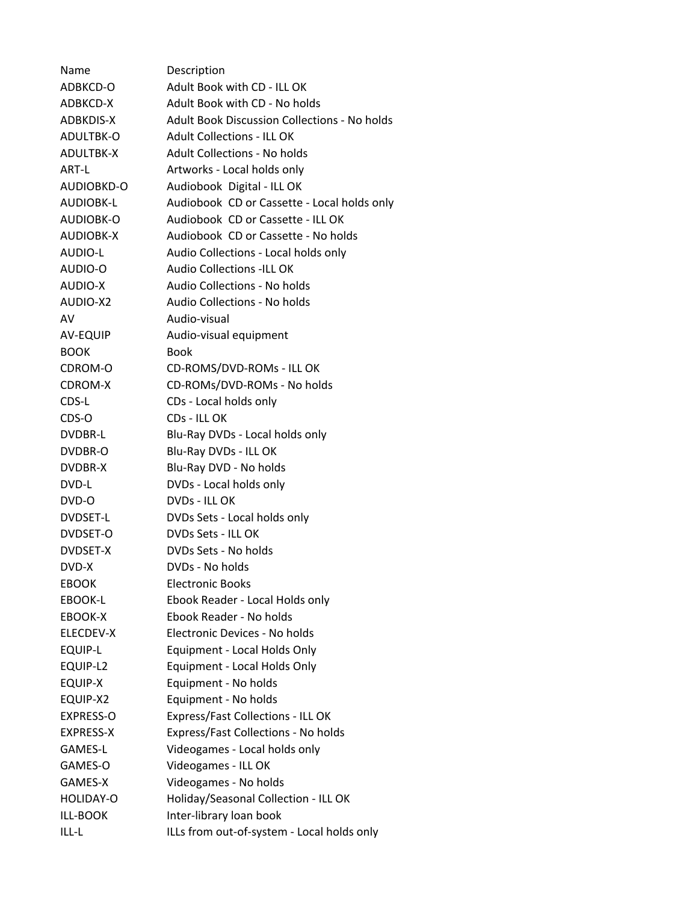| Name | Description |
|---|---|
| ADBKCD-O | Adult Book with CD - ILL OK |
| ADBKCD-X | Adult Book with CD - No holds |
| ADBKDIS-X | Adult Book Discussion Collections - No holds |
| ADULTBK-O | Adult Collections - ILL OK |
| ADULTBK-X | Adult Collections - No holds |
| ART-L | Artworks - Local holds only |
| AUDIOBKD-O | Audiobook Digital - ILL OK |
| AUDIOBK-L | Audiobook CD or Cassette - Local holds only |
| AUDIOBK-O | Audiobook CD or Cassette - ILL OK |
| AUDIOBK-X | Audiobook CD or Cassette - No holds |
| AUDIO-L | Audio Collections - Local holds only |
| AUDIO-O | Audio Collections -ILL OK |
| AUDIO-X | Audio Collections - No holds |
| AUDIO-X2 | Audio Collections - No holds |
| AV | Audio-visual |
| AV-EQUIP | Audio-visual equipment |
| BOOK | Book |
| CDROM-O | CD-ROMS/DVD-ROMs - ILL OK |
| CDROM-X | CD-ROMs/DVD-ROMs - No holds |
| CDS-L | CDs - Local holds only |
| CDS-O | CDs - ILL OK |
| DVDBR-L | Blu-Ray DVDs - Local holds only |
| DVDBR-O | Blu-Ray DVDs - ILL OK |
| DVDBR-X | Blu-Ray DVD - No holds |
| DVD-L | DVDs - Local holds only |
| DVD-O | DVDs - ILL OK |
| DVDSET-L | DVDs Sets - Local holds only |
| DVDSET-O | DVDs Sets - ILL OK |
| DVDSET-X | DVDs Sets - No holds |
| DVD-X | DVDs - No holds |
| EBOOK | Electronic Books |
| EBOOK-L | Ebook Reader - Local Holds only |
| EBOOK-X | Ebook Reader - No holds |
| ELECDEV-X | Electronic Devices - No holds |
| EQUIP-L | Equipment - Local Holds Only |
| EQUIP-L2 | Equipment - Local Holds Only |
| EQUIP-X | Equipment - No holds |
| EQUIP-X2 | Equipment - No holds |
| EXPRESS-O | Express/Fast Collections - ILL OK |
| EXPRESS-X | Express/Fast Collections - No holds |
| GAMES-L | Videogames - Local holds only |
| GAMES-O | Videogames - ILL OK |
| GAMES-X | Videogames - No holds |
| HOLIDAY-O | Holiday/Seasonal Collection - ILL OK |
| ILL-BOOK | Inter-library loan book |
| ILL-L | ILLs from out-of-system - Local holds only |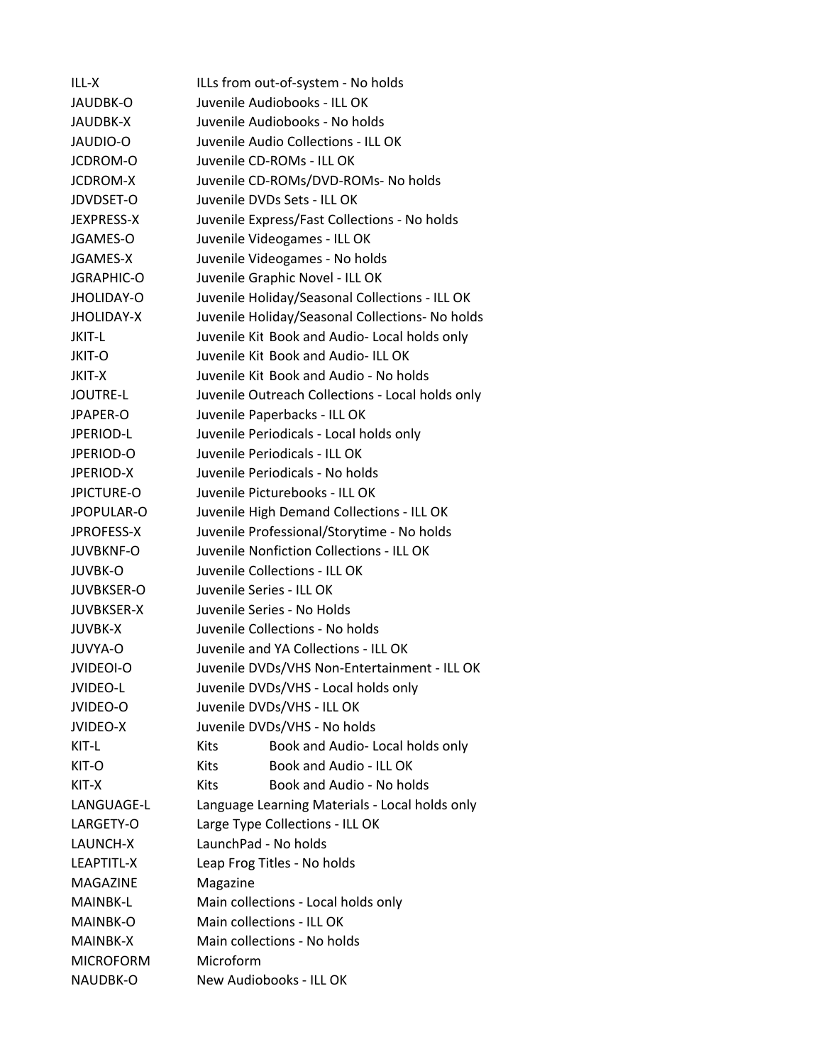| | |
|---|---|
| ILL-X | ILLs from out-of-system - No holds |
| JAUDBK-O | Juvenile Audiobooks - ILL OK |
| JAUDBK-X | Juvenile Audiobooks - No holds |
| JAUDIO-O | Juvenile Audio Collections - ILL OK |
| JCDROM-O | Juvenile CD-ROMs - ILL OK |
| JCDROM-X | Juvenile CD-ROMs/DVD-ROMs- No holds |
| JDVDSET-O | Juvenile DVDs Sets - ILL OK |
| JEXPRESS-X | Juvenile Express/Fast Collections - No holds |
| JGAMES-O | Juvenile Videogames - ILL OK |
| JGAMES-X | Juvenile Videogames - No holds |
| JGRAPHIC-O | Juvenile Graphic Novel - ILL OK |
| JHOLIDAY-O | Juvenile Holiday/Seasonal Collections - ILL OK |
| JHOLIDAY-X | Juvenile Holiday/Seasonal Collections- No holds |
| JKIT-L | Juvenile Kit Book and Audio- Local holds only |
| JKIT-O | Juvenile Kit Book and Audio- ILL OK |
| JKIT-X | Juvenile Kit Book and Audio - No holds |
| JOUTRE-L | Juvenile Outreach Collections - Local holds only |
| JPAPER-O | Juvenile Paperbacks - ILL OK |
| JPERIOD-L | Juvenile Periodicals - Local holds only |
| JPERIOD-O | Juvenile Periodicals - ILL OK |
| JPERIOD-X | Juvenile Periodicals - No holds |
| JPICTURE-O | Juvenile Picturebooks - ILL OK |
| JPOPULAR-O | Juvenile High Demand Collections - ILL OK |
| JPROFESS-X | Juvenile Professional/Storytime - No holds |
| JUVBKNF-O | Juvenile Nonfiction Collections - ILL OK |
| JUVBK-O | Juvenile Collections - ILL OK |
| JUVBKSER-O | Juvenile Series - ILL OK |
| JUVBKSER-X | Juvenile Series - No Holds |
| JUVBK-X | Juvenile Collections - No holds |
| JUVYA-O | Juvenile and YA Collections - ILL OK |
| JVIDEOI-O | Juvenile DVDs/VHS Non-Entertainment - ILL OK |
| JVIDEO-L | Juvenile DVDs/VHS - Local holds only |
| JVIDEO-O | Juvenile DVDs/VHS - ILL OK |
| JVIDEO-X | Juvenile DVDs/VHS - No holds |
| KIT-L | Kits Book and Audio- Local holds only |
| KIT-O | Kits Book and Audio - ILL OK |
| KIT-X | Kits Book and Audio - No holds |
| LANGUAGE-L | Language Learning Materials - Local holds only |
| LARGETY-O | Large Type Collections - ILL OK |
| LAUNCH-X | LaunchPad - No holds |
| LEAPTITL-X | Leap Frog Titles - No holds |
| MAGAZINE | Magazine |
| MAINBK-L | Main collections - Local holds only |
| MAINBK-O | Main collections - ILL OK |
| MAINBK-X | Main collections - No holds |
| MICROFORM | Microform |
| NAUDBK-O | New Audiobooks - ILL OK |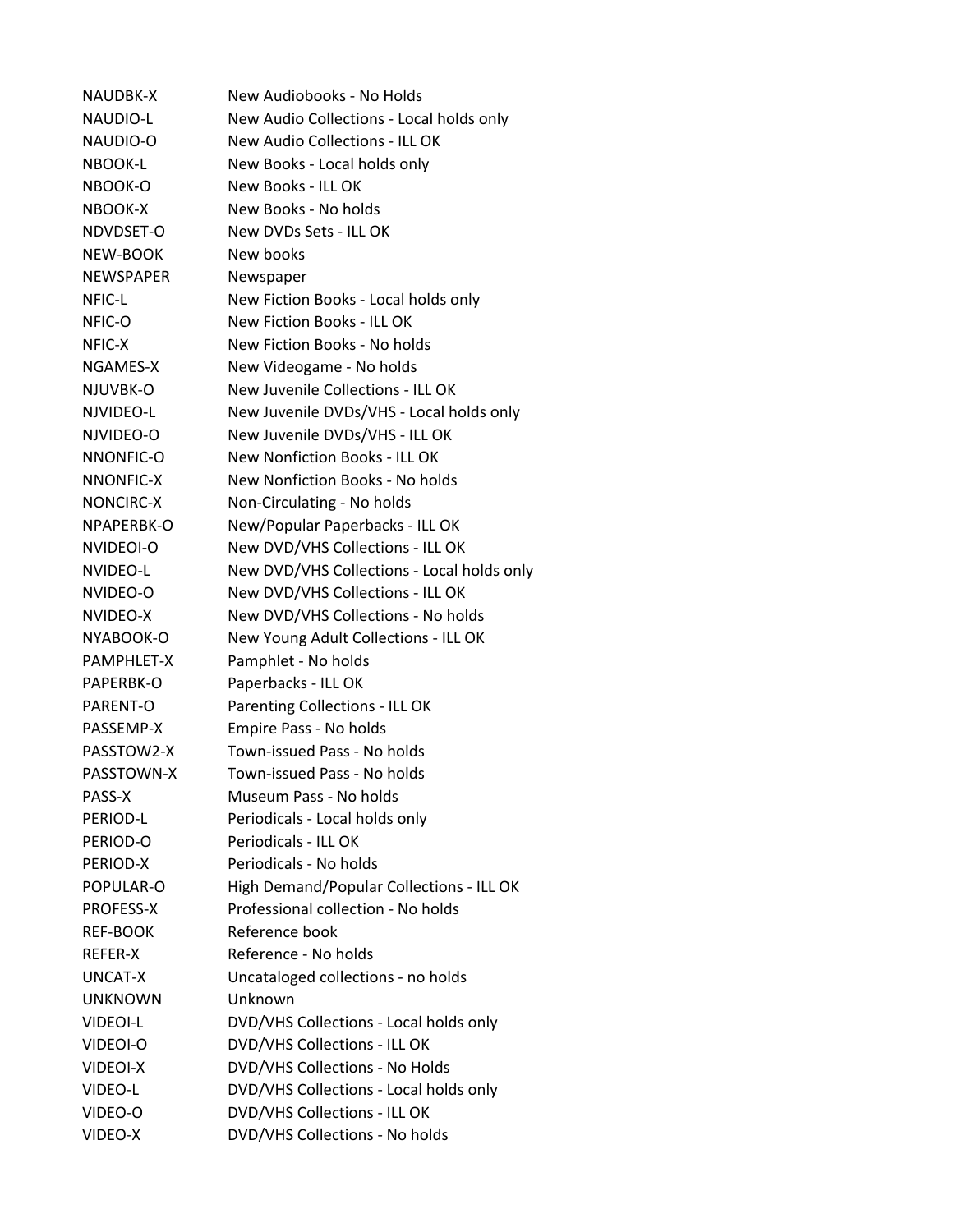| | |
|---|---|
| NAUDBK-X | New Audiobooks - No Holds |
| NAUDIO-L | New Audio Collections - Local holds only |
| NAUDIO-O | New Audio Collections - ILL OK |
| NBOOK-L | New Books - Local holds only |
| NBOOK-O | New Books - ILL OK |
| NBOOK-X | New Books - No holds |
| NDVDSET-O | New DVDs Sets - ILL OK |
| NEW-BOOK | New books |
| NEWSPAPER | Newspaper |
| NFIC-L | New Fiction Books - Local holds only |
| NFIC-O | New Fiction Books - ILL OK |
| NFIC-X | New Fiction Books - No holds |
| NGAMES-X | New Videogame - No holds |
| NJUVBK-O | New Juvenile Collections - ILL OK |
| NJVIDEO-L | New Juvenile DVDs/VHS - Local holds only |
| NJVIDEO-O | New Juvenile DVDs/VHS - ILL OK |
| NNONFIC-O | New Nonfiction Books - ILL OK |
| NNONFIC-X | New Nonfiction Books - No holds |
| NONCIRC-X | Non-Circulating - No holds |
| NPAPERBK-O | New/Popular Paperbacks - ILL OK |
| NVIDEOI-O | New DVD/VHS Collections - ILL OK |
| NVIDEO-L | New DVD/VHS Collections - Local holds only |
| NVIDEO-O | New DVD/VHS Collections - ILL OK |
| NVIDEO-X | New DVD/VHS Collections - No holds |
| NYABOOK-O | New Young Adult Collections - ILL OK |
| PAMPHLET-X | Pamphlet - No holds |
| PAPERBK-O | Paperbacks - ILL OK |
| PARENT-O | Parenting Collections - ILL OK |
| PASSEMP-X | Empire Pass - No holds |
| PASSTOW2-X | Town-issued Pass - No holds |
| PASSTOWN-X | Town-issued Pass - No holds |
| PASS-X | Museum Pass - No holds |
| PERIOD-L | Periodicals - Local holds only |
| PERIOD-O | Periodicals - ILL OK |
| PERIOD-X | Periodicals - No holds |
| POPULAR-O | High Demand/Popular Collections - ILL OK |
| PROFESS-X | Professional collection - No holds |
| REF-BOOK | Reference book |
| REFER-X | Reference - No holds |
| UNCAT-X | Uncataloged collections - no holds |
| UNKNOWN | Unknown |
| VIDEOI-L | DVD/VHS Collections - Local holds only |
| VIDEOI-O | DVD/VHS Collections - ILL OK |
| VIDEOI-X | DVD/VHS Collections - No Holds |
| VIDEO-L | DVD/VHS Collections - Local holds only |
| VIDEO-O | DVD/VHS Collections - ILL OK |
| VIDEO-X | DVD/VHS Collections - No holds |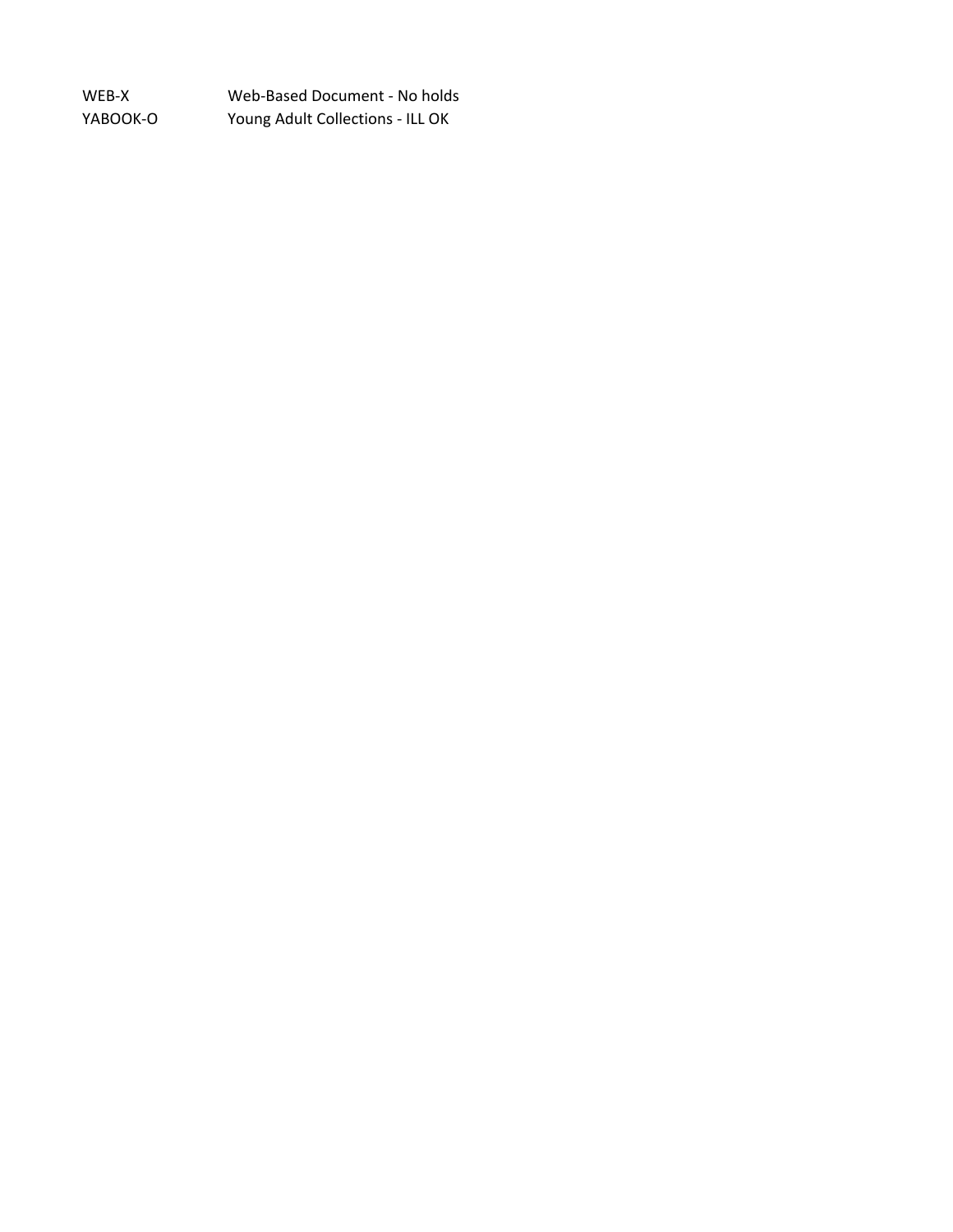| | |
|---|---|
| WEB-X | Web-Based Document - No holds |
| YABOOK-O | Young Adult Collections - ILL OK |